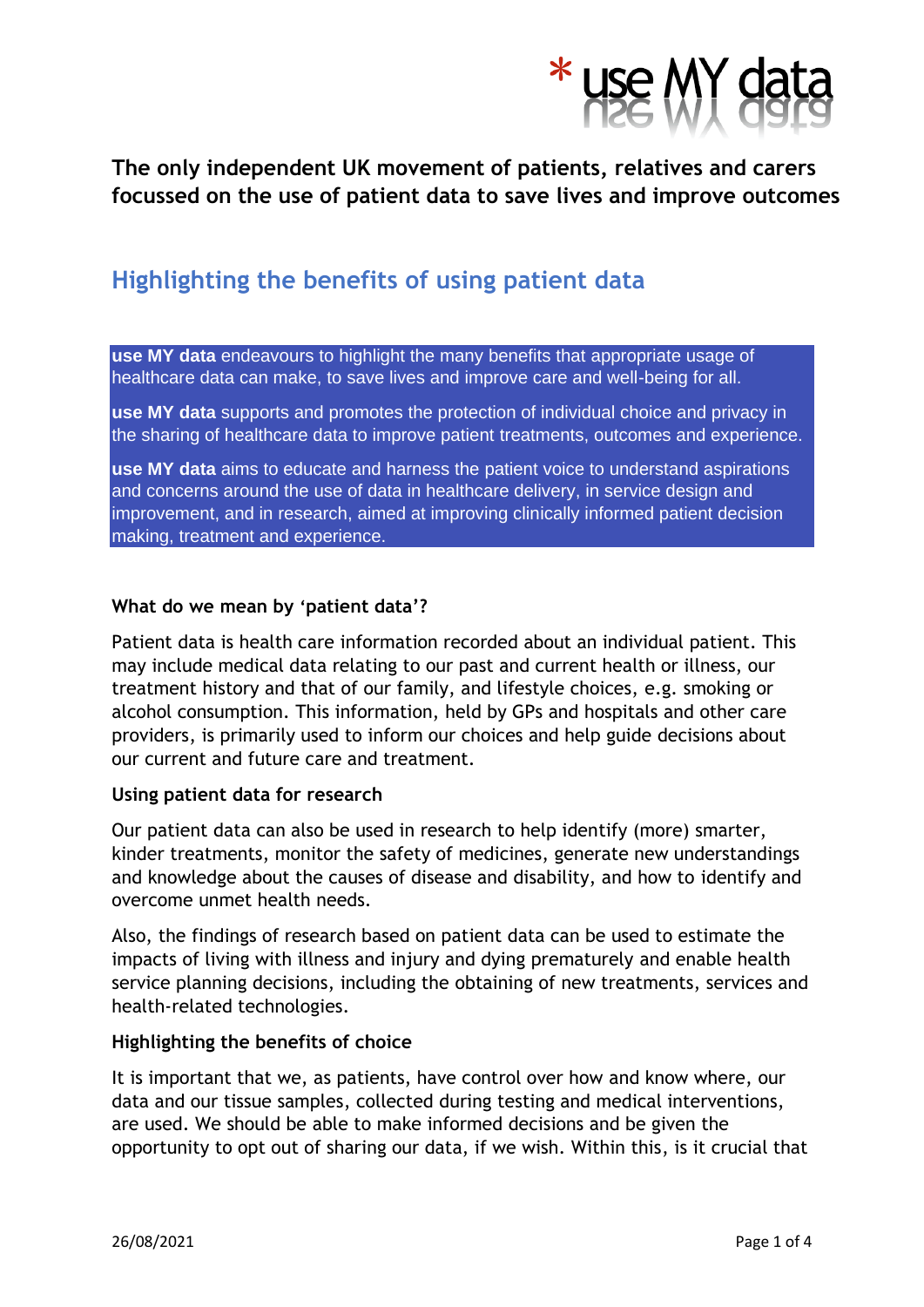**\* use MY data**

**The only independent UK movement of patients, relatives and carers focussed on the use of patient data to save lives and improve outcomes**

## Highlighting the benefits of using patient data

**use MY data** endeavours to highlight the many benefits that appropriate usage of healthcare data can make, to save lives and improve care and well-being for all.

**use MY data** supports and promotes the protection of individual choice and privacy in the sharing of healthcare data to improve patient treatments, outcomes and experience.

**use MY data** aims to educate and harness the patient voice to understand aspirations and concerns around the use of data in healthcare delivery, in service design and improvement, and in research, aimed at improving clinically informed patient decision making, treatment and experience.

### What do we mean by 'patient data'?

Patient data is health care information recorded about an individual patient. This may include medical data relating to our past and current health or illness, our treatment history and that of our family, and lifestyle choices, e.g. smoking or alcohol consumption. This information, held by GPs and hospitals and other care providers, is primarily used to inform our choices and help guide decisions about our current and future care and treatment.

### Using patient data for research

Our patient data can also be used in research to help identify (more) smarter, kinder treatments, monitor the safety of medicines, generate new understandings and knowledge about the causes of disease and disability, and how to identify and overcome unmet health needs.

Also, the findings of research based on patient data can be used to estimate the impacts of living with illness and injury and dying prematurely and enable health service planning decisions, including the obtaining of new treatments, services and health-related technologies.

### Highlighting the benefits of choice

It is important that we, as patients, have control over how and know where, our data and our tissue samples, collected during testing and medical interventions, are used. We should be able to make informed decisions and be given the opportunity to opt out of sharing our data, if we wish. Within this, is it crucial that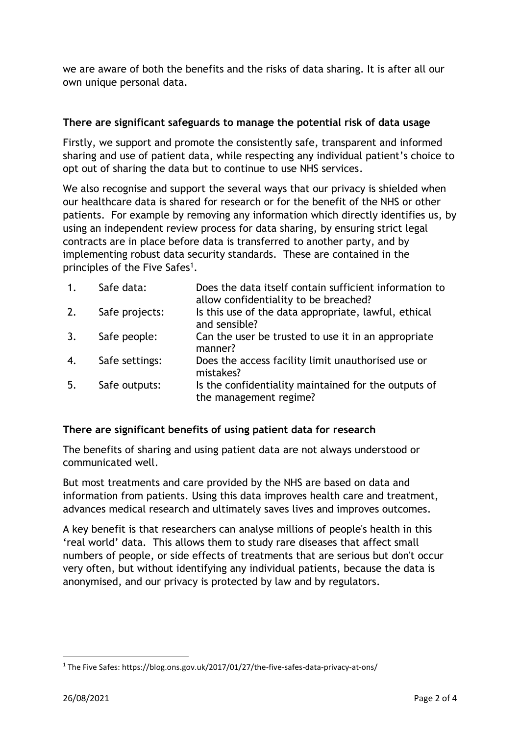we are aware of both the benefits and the risks of data sharing. It is after all our own unique personal data.

**There are significant safeguards to manage the potential risk of data usage**

Firstly, we support and promote the consistently safe, transparent and informed sharing and use of patient data, while respecting any individual patient's choice to opt out of sharing the data but to continue to use NHS services.

We also recognise and support the several ways that our privacy is shielded when our healthcare data is shared for research or for the benefit of the NHS or other patients. For example by removing any information which directly identifies us, by using an independent review process for data sharing, by ensuring strict legal contracts are in place before data is transferred to another party, and by implementing robust data security standards. These are contained in the principles of the Five Safes[1].

| | | |
|---|---|---|
| 1. | Safe data: | Does the data itself contain sufficient information to allow confidentiality to be breached? |
| 2. | Safe projects: | Is this use of the data appropriate, lawful, ethical and sensible? |
| 3. | Safe people: | Can the user be trusted to use it in an appropriate manner? |
| 4. | Safe settings: | Does the access facility limit unauthorised use or mistakes? |
| 5. | Safe outputs: | Is the confidentiality maintained for the outputs of the management regime? |

**There are significant benefits of using patient data for research**

The benefits of sharing and using patient data are not always understood or communicated well.

But most treatments and care provided by the NHS are based on data and information from patients. Using this data improves health care and treatment, advances medical research and ultimately saves lives and improves outcomes.

A key benefit is that researchers can analyse millions of people's health in this 'real world' data. This allows them to study rare diseases that affect small numbers of people, or side effects of treatments that are serious but don't occur very often, but without identifying any individual patients, because the data is anonymised, and our privacy is protected by law and by regulators.

[1] The Five Safes: https://blog.ons.gov.uk/2017/01/27/the-five-safes-data-privacy-at-ons/

26/08/2021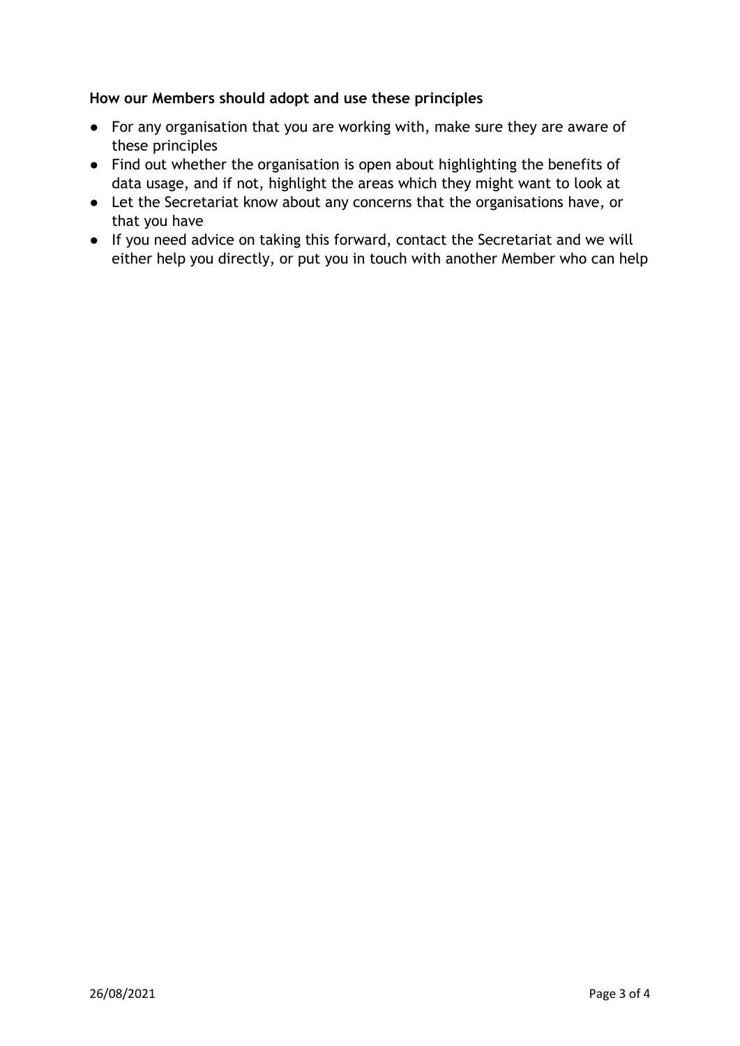**How our Members should adopt and use these principles**

- For any organisation that you are working with, make sure they are aware of these principles
- Find out whether the organisation is open about highlighting the benefits of data usage, and if not, highlight the areas which they might want to look at
- Let the Secretariat know about any concerns that the organisations have, or that you have
- If you need advice on taking this forward, contact the Secretariat and we will either help you directly, or put you in touch with another Member who can help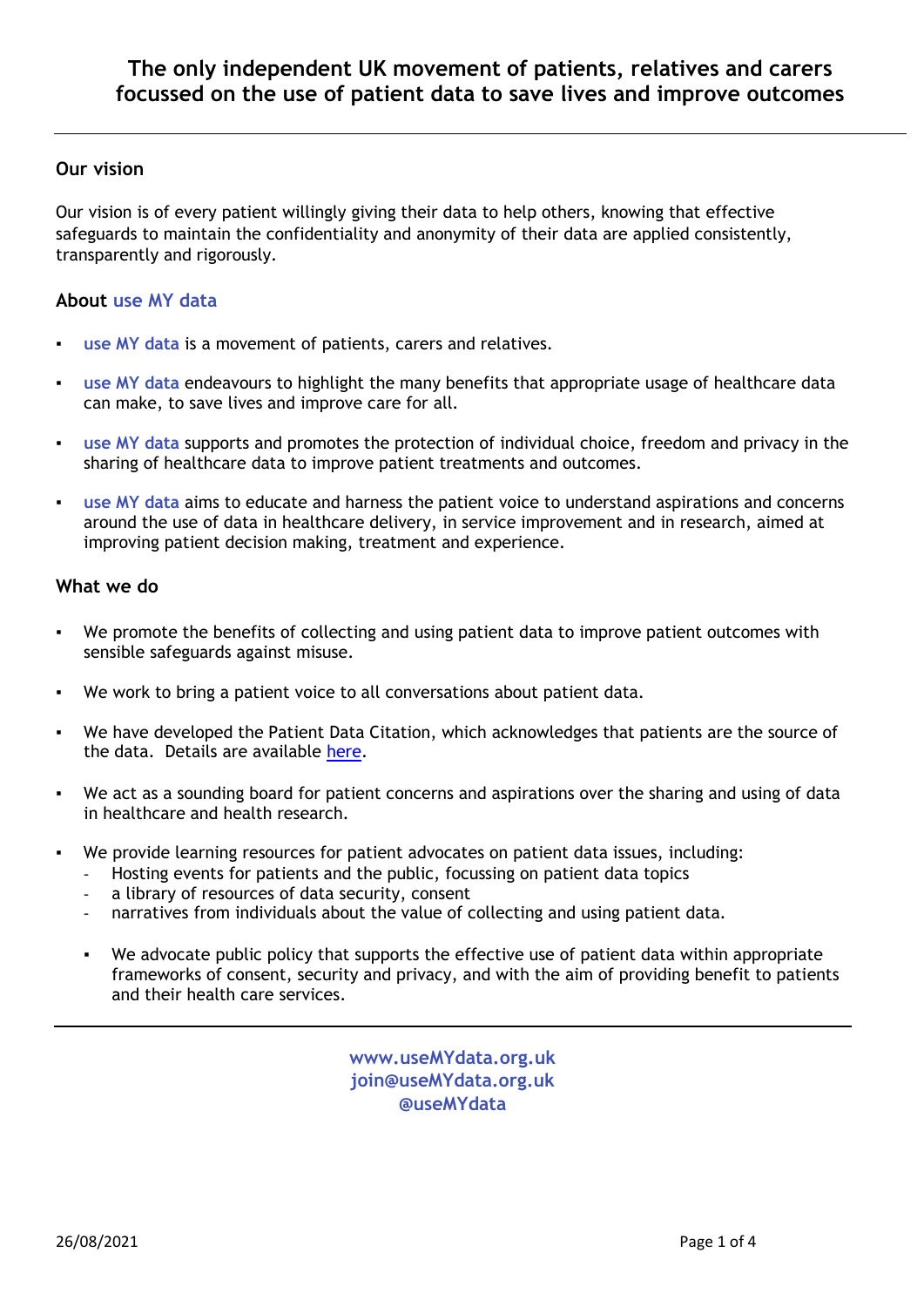## The only independent UK movement of patients, relatives and carers focussed on the use of patient data to save lives and improve outcomes

---

### Our vision

Our vision is of every patient willingly giving their data to help others, knowing that effective safeguards to maintain the confidentiality and anonymity of their data are applied consistently, transparently and rigorously.

### About use MY data

- **use MY data** is a movement of patients, carers and relatives.
- **use MY data** endeavours to highlight the many benefits that appropriate usage of healthcare data can make, to save lives and improve care for all.
- **use MY data** supports and promotes the protection of individual choice, freedom and privacy in the sharing of healthcare data to improve patient treatments and outcomes.
- **use MY data** aims to educate and harness the patient voice to understand aspirations and concerns around the use of data in healthcare delivery, in service improvement and in research, aimed at improving patient decision making, treatment and experience.

### What we do

- We promote the benefits of collecting and using patient data to improve patient outcomes with sensible safeguards against misuse.
- We work to bring a patient voice to all conversations about patient data.
- We have developed the Patient Data Citation, which acknowledges that patients are the source of the data. Details are available here.
- We act as a sounding board for patient concerns and aspirations over the sharing and using of data in healthcare and health research.
- We provide learning resources for patient advocates on patient data issues, including:
  - Hosting events for patients and the public, focussing on patient data topics
  - a library of resources of data security, consent
  - narratives from individuals about the value of collecting and using patient data.

  - We advocate public policy that supports the effective use of patient data within appropriate frameworks of consent, security and privacy, and with the aim of providing benefit to patients and their health care services.

---

**www.useMYdata.org.uk**
**join@useMYdata.org.uk**
**@useMYdata**

26/08/2021